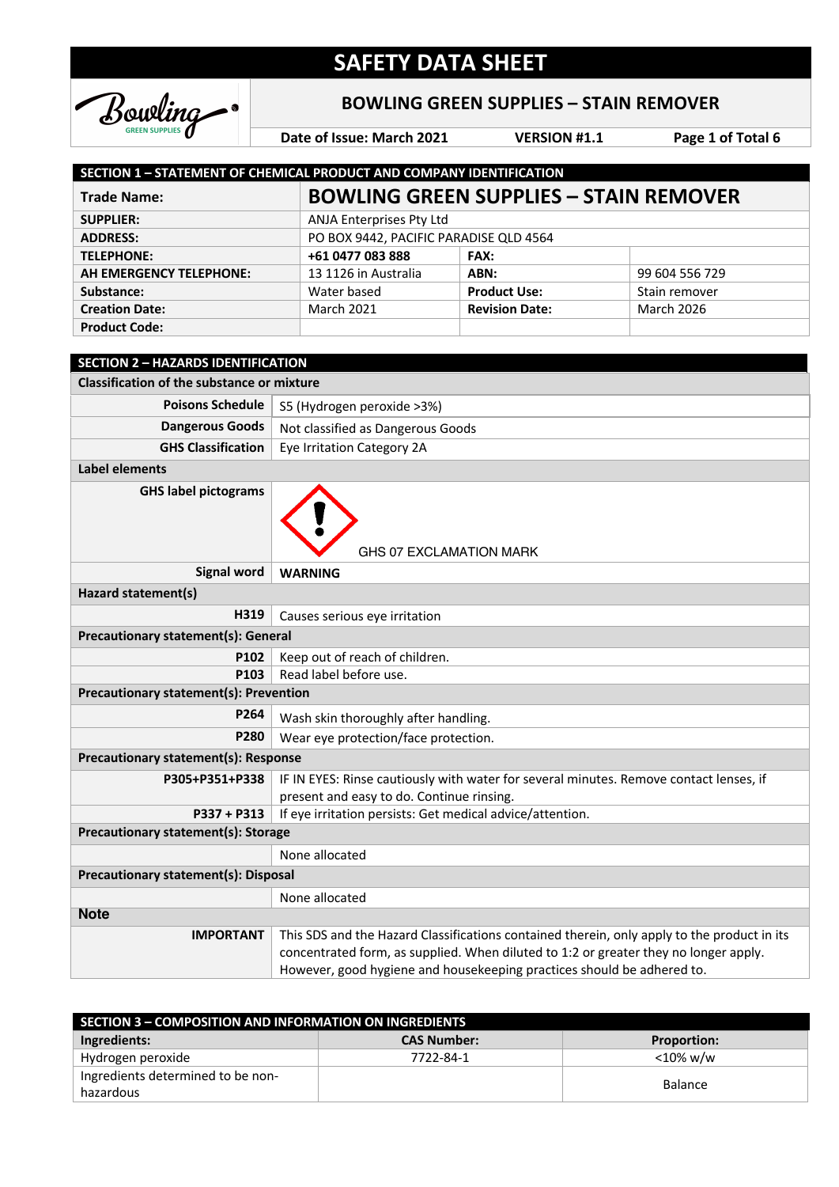# SAFETY DATA SHEET

## BOWLING GREEN SUPPLIES – STAIN REMOVER

**Date of Issue: March 2021** | **VERSION #1.1**

## SECTION 1 – STATEMENT OF CHEMICAL PRODUCT AND COMPANY IDENTIFICATION

| **Trade Name:** | **BOWLING GREEN SUPPLIES – STAIN REMOVER** | | |
|---|---|---|---|
| **SUPPLIER:** | ANJA Enterprises Pty Ltd | | |
| **ADDRESS:** | PO BOX 9442, PACIFIC PARADISE QLD 4564 | | |
| **TELEPHONE:** | **+61 0477 083 888** | **FAX:** | |
| **AH EMERGENCY TELEPHONE:** | 13 1126 in Australia | **ABN:** | 99 604 556 729 |
| **Substance:** | Water based | **Product Use:** | Stain remover |
| **Creation Date:** | March 2021 | **Revision Date:** | March 2026 |
| **Product Code:** | | | |

## SECTION 2 – HAZARDS IDENTIFICATION

**Classification of the substance or mixture**

| | |
|---|---|
| **Poisons Schedule** | S5 (Hydrogen peroxide >3%) |
| **Dangerous Goods** | Not classified as Dangerous Goods |
| **GHS Classification** | Eye Irritation Category 2A |

**Label elements**

| | |
|---|---|
| **GHS label pictograms** | GHS 07 EXCLAMATION MARK |
| **Signal word** | **WARNING** |

**Hazard statement(s)**

| | |
|---|---|
| **H319** | Causes serious eye irritation |

**Precautionary statement(s): General**

| | |
|---|---|
| **P102** | Keep out of reach of children. |
| **P103** | Read label before use. |

**Precautionary statement(s): Prevention**

| | |
|---|---|
| **P264** | Wash skin thoroughly after handling. |
| **P280** | Wear eye protection/face protection. |

**Precautionary statement(s): Response**

| | |
|---|---|
| **P305+P351+P338** | IF IN EYES: Rinse cautiously with water for several minutes. Remove contact lenses, if present and easy to do. Continue rinsing. |
| **P337 + P313** | If eye irritation persists: Get medical advice/attention. |

**Precautionary statement(s): Storage**

None allocated

**Precautionary statement(s): Disposal**

None allocated

**Note**

| | |
|---|---|
| **IMPORTANT** | This SDS and the Hazard Classifications contained therein, only apply to the product in its concentrated form, as supplied. When diluted to 1:2 or greater they no longer apply. However, good hygiene and housekeeping practices should be adhered to. |

## SECTION 3 – COMPOSITION AND INFORMATION ON INGREDIENTS

| **Ingredients:** | **CAS Number:** | **Proportion:** |
|---|---|---|
| Hydrogen peroxide | 7722-84-1 | <10% w/w |
| Ingredients determined to be non-hazardous | | Balance |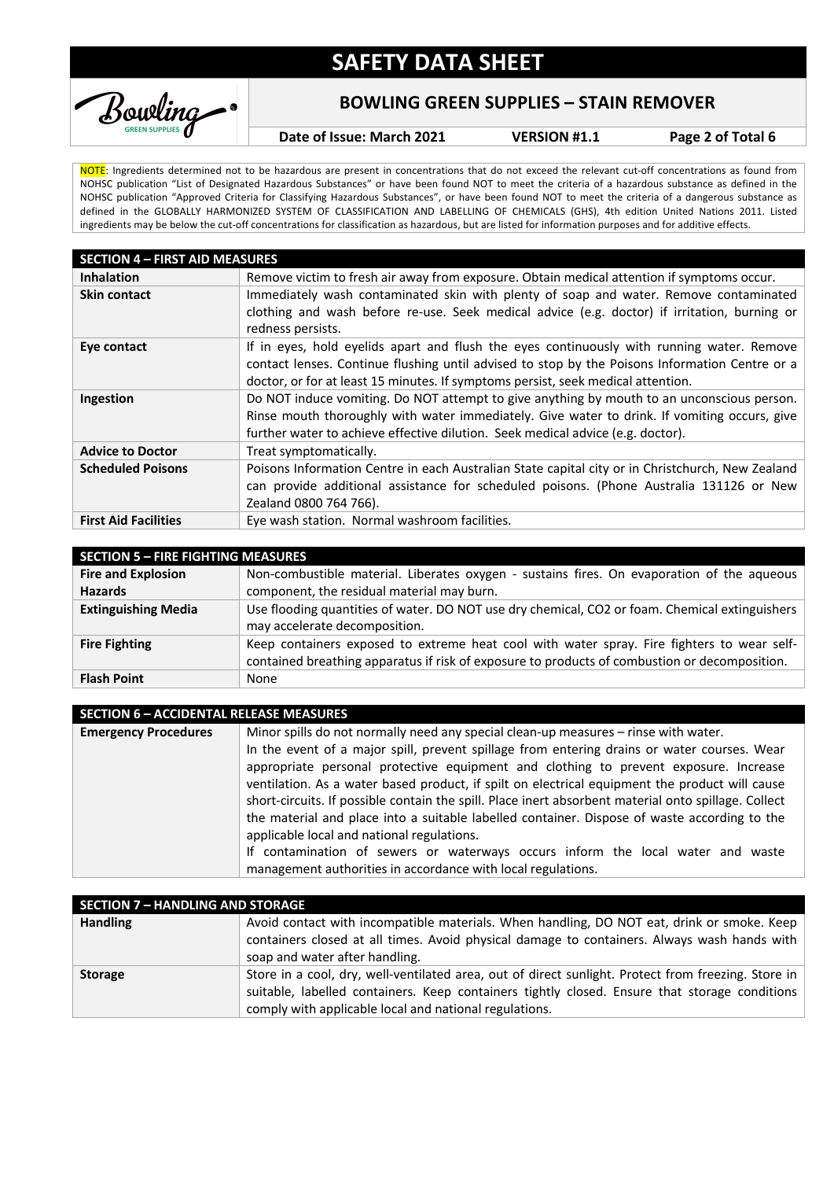NOTE: Ingredients determined not to be hazardous are present in concentrations that do not exceed the relevant cut-off concentrations as found from NOHSC publication "List of Designated Hazardous Substances" or have been found NOT to meet the criteria of a hazardous substance as defined in the NOHSC publication "Approved Criteria for Classifying Hazardous Substances", or have been found NOT to meet the criteria of a dangerous substance as defined in the GLOBALLY HARMONIZED SYSTEM OF CLASSIFICATION AND LABELLING OF CHEMICALS (GHS), 4th edition United Nations 2011. Listed ingredients may be below the cut-off concentrations for classification as hazardous, but are listed for information purposes and for additive effects.

## SECTION 4 – FIRST AID MEASURES

| | |
|---|---|
| **Inhalation** | Remove victim to fresh air away from exposure. Obtain medical attention if symptoms occur. |
| **Skin contact** | Immediately wash contaminated skin with plenty of soap and water. Remove contaminated clothing and wash before re-use. Seek medical advice (e.g. doctor) if irritation, burning or redness persists. |
| **Eye contact** | If in eyes, hold eyelids apart and flush the eyes continuously with running water. Remove contact lenses. Continue flushing until advised to stop by the Poisons Information Centre or a doctor, or for at least 15 minutes. If symptoms persist, seek medical attention. |
| **Ingestion** | Do NOT induce vomiting. Do NOT attempt to give anything by mouth to an unconscious person. Rinse mouth thoroughly with water immediately. Give water to drink. If vomiting occurs, give further water to achieve effective dilution. Seek medical advice (e.g. doctor). |
| **Advice to Doctor** | Treat symptomatically. |
| **Scheduled Poisons** | Poisons Information Centre in each Australian State capital city or in Christchurch, New Zealand can provide additional assistance for scheduled poisons. (Phone Australia 131126 or New Zealand 0800 764 766). |
| **First Aid Facilities** | Eye wash station. Normal washroom facilities. |

## SECTION 5 – FIRE FIGHTING MEASURES

| | |
|---|---|
| **Fire and Explosion Hazards** | Non-combustible material. Liberates oxygen - sustains fires. On evaporation of the aqueous component, the residual material may burn. |
| **Extinguishing Media** | Use flooding quantities of water. DO NOT use dry chemical, CO2 or foam. Chemical extinguishers may accelerate decomposition. |
| **Fire Fighting** | Keep containers exposed to extreme heat cool with water spray. Fire fighters to wear self-contained breathing apparatus if risk of exposure to products of combustion or decomposition. |
| **Flash Point** | None |

## SECTION 6 – ACCIDENTAL RELEASE MEASURES

| | |
|---|---|
| **Emergency Procedures** | Minor spills do not normally need any special clean-up measures – rinse with water. In the event of a major spill, prevent spillage from entering drains or water courses. Wear appropriate personal protective equipment and clothing to prevent exposure. Increase ventilation. As a water based product, if spilt on electrical equipment the product will cause short-circuits. If possible contain the spill. Place inert absorbent material onto spillage. Collect the material and place into a suitable labelled container. Dispose of waste according to the applicable local and national regulations. If contamination of sewers or waterways occurs inform the local water and waste management authorities in accordance with local regulations. |

## SECTION 7 – HANDLING AND STORAGE

| | |
|---|---|
| **Handling** | Avoid contact with incompatible materials. When handling, DO NOT eat, drink or smoke. Keep containers closed at all times. Avoid physical damage to containers. Always wash hands with soap and water after handling. |
| **Storage** | Store in a cool, dry, well-ventilated area, out of direct sunlight. Protect from freezing. Store in suitable, labelled containers. Keep containers tightly closed. Ensure that storage conditions comply with applicable local and national regulations. |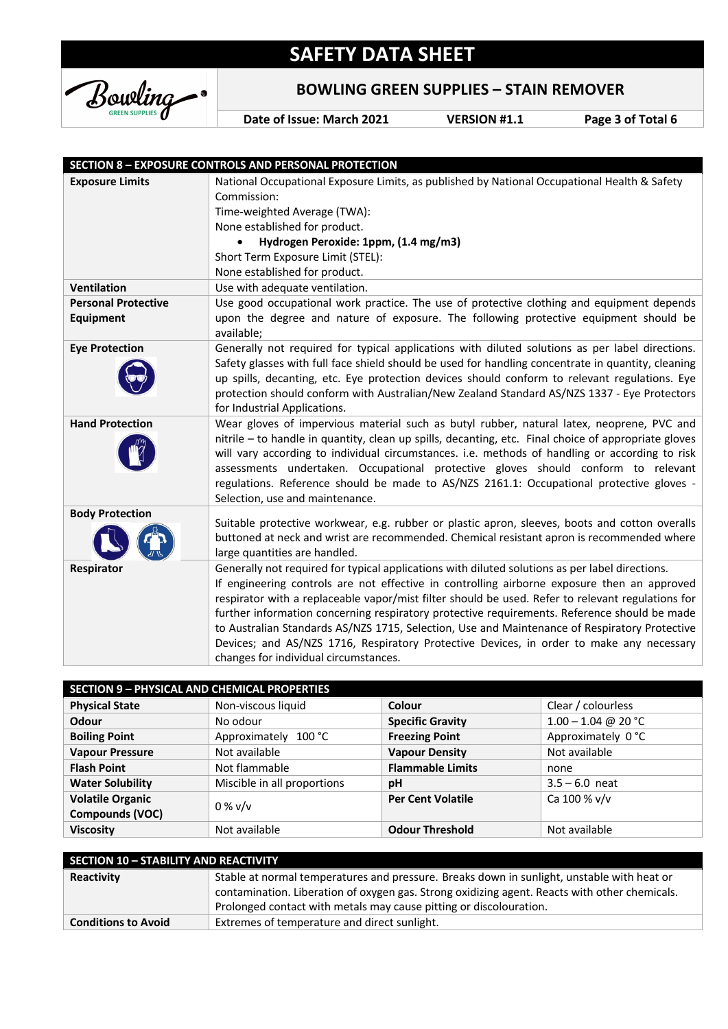## SECTION 8 – EXPOSURE CONTROLS AND PERSONAL PROTECTION

| | |
|---|---|
| **Exposure Limits** | National Occupational Exposure Limits, as published by National Occupational Health & Safety Commission:<br>Time-weighted Average (TWA):<br>None established for product.<br>• **Hydrogen Peroxide: 1ppm, (1.4 mg/m3)**<br>Short Term Exposure Limit (STEL):<br>None established for product. |
| **Ventilation** | Use with adequate ventilation. |
| **Personal Protective Equipment** | Use good occupational work practice. The use of protective clothing and equipment depends upon the degree and nature of exposure. The following protective equipment should be available; |
| **Eye Protection** | Generally not required for typical applications with diluted solutions as per label directions. Safety glasses with full face shield should be used for handling concentrate in quantity, cleaning up spills, decanting, etc. Eye protection devices should conform to relevant regulations. Eye protection should conform with Australian/New Zealand Standard AS/NZS 1337 - Eye Protectors for Industrial Applications. |
| **Hand Protection** | Wear gloves of impervious material such as butyl rubber, natural latex, neoprene, PVC and nitrile – to handle in quantity, clean up spills, decanting, etc. Final choice of appropriate gloves will vary according to individual circumstances. i.e. methods of handling or according to risk assessments undertaken. Occupational protective gloves should conform to relevant regulations. Reference should be made to AS/NZS 2161.1: Occupational protective gloves - Selection, use and maintenance. |
| **Body Protection** | Suitable protective workwear, e.g. rubber or plastic apron, sleeves, boots and cotton overalls buttoned at neck and wrist are recommended. Chemical resistant apron is recommended where large quantities are handled. |
| **Respirator** | Generally not required for typical applications with diluted solutions as per label directions.<br>If engineering controls are not effective in controlling airborne exposure then an approved respirator with a replaceable vapor/mist filter should be used. Refer to relevant regulations for further information concerning respiratory protective requirements. Reference should be made to Australian Standards AS/NZS 1715, Selection, Use and Maintenance of Respiratory Protective Devices; and AS/NZS 1716, Respiratory Protective Devices, in order to make any necessary changes for individual circumstances. |

## SECTION 9 – PHYSICAL AND CHEMICAL PROPERTIES

| | | | |
|---|---|---|---|
| **Physical State** | Non-viscous liquid | **Colour** | Clear / colourless |
| **Odour** | No odour | **Specific Gravity** | 1.00 – 1.04 @ 20 °C |
| **Boiling Point** | Approximately 100 °C | **Freezing Point** | Approximately 0 °C |
| **Vapour Pressure** | Not available | **Vapour Density** | Not available |
| **Flash Point** | Not flammable | **Flammable Limits** | none |
| **Water Solubility** | Miscible in all proportions | **pH** | 3.5 – 6.0 neat |
| **Volatile Organic Compounds (VOC)** | 0 % v/v | **Per Cent Volatile** | Ca 100 % v/v |
| **Viscosity** | Not available | **Odour Threshold** | Not available |

## SECTION 10 – STABILITY AND REACTIVITY

| | |
|---|---|
| **Reactivity** | Stable at normal temperatures and pressure. Breaks down in sunlight, unstable with heat or contamination. Liberation of oxygen gas. Strong oxidizing agent. Reacts with other chemicals. Prolonged contact with metals may cause pitting or discolouration. |
| **Conditions to Avoid** | Extremes of temperature and direct sunlight. |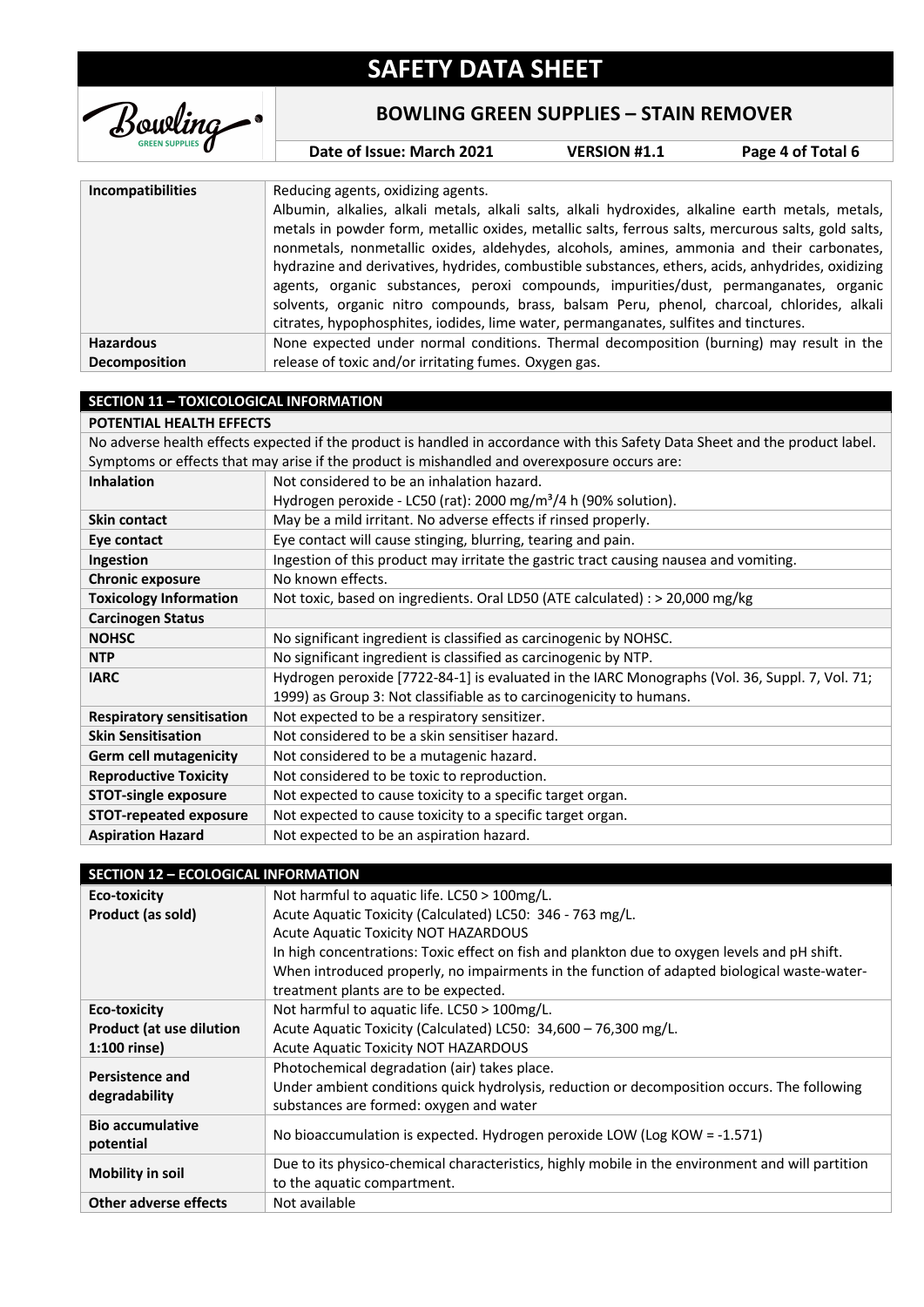| | |
|---|---|
| **Incompatibilities** | Reducing agents, oxidizing agents. Albumin, alkalies, alkali metals, alkali salts, alkali hydroxides, alkaline earth metals, metals, metals in powder form, metallic oxides, metallic salts, ferrous salts, mercurous salts, gold salts, nonmetals, nonmetallic oxides, aldehydes, alcohols, amines, ammonia and their carbonates, hydrazine and derivatives, hydrides, combustible substances, ethers, acids, anhydrides, oxidizing agents, organic substances, peroxi compounds, impurities/dust, permanganates, organic solvents, organic nitro compounds, brass, balsam Peru, phenol, charcoal, chlorides, alkali citrates, hypophosphites, iodides, lime water, permanganates, sulfites and tinctures. |
| **Hazardous Decomposition** | None expected under normal conditions. Thermal decomposition (burning) may result in the release of toxic and/or irritating fumes. Oxygen gas. |

## SECTION 11 – TOXICOLOGICAL INFORMATION

**POTENTIAL HEALTH EFFECTS**

No adverse health effects expected if the product is handled in accordance with this Safety Data Sheet and the product label. Symptoms or effects that may arise if the product is mishandled and overexposure occurs are:

| | |
|---|---|
| **Inhalation** | Not considered to be an inhalation hazard. Hydrogen peroxide - LC50 (rat): 2000 mg/m³/4 h (90% solution). |
| **Skin contact** | May be a mild irritant. No adverse effects if rinsed properly. |
| **Eye contact** | Eye contact will cause stinging, blurring, tearing and pain. |
| **Ingestion** | Ingestion of this product may irritate the gastric tract causing nausea and vomiting. |
| **Chronic exposure** | No known effects. |
| **Toxicology Information** | Not toxic, based on ingredients. Oral LD50 (ATE calculated) : > 20,000 mg/kg |
| **Carcinogen Status** | |
| **NOHSC** | No significant ingredient is classified as carcinogenic by NOHSC. |
| **NTP** | No significant ingredient is classified as carcinogenic by NTP. |
| **IARC** | Hydrogen peroxide [7722-84-1] is evaluated in the IARC Monographs (Vol. 36, Suppl. 7, Vol. 71; 1999) as Group 3: Not classifiable as to carcinogenicity to humans. |
| **Respiratory sensitisation** | Not expected to be a respiratory sensitizer. |
| **Skin Sensitisation** | Not considered to be a skin sensitiser hazard. |
| **Germ cell mutagenicity** | Not considered to be a mutagenic hazard. |
| **Reproductive Toxicity** | Not considered to be toxic to reproduction. |
| **STOT-single exposure** | Not expected to cause toxicity to a specific target organ. |
| **STOT-repeated exposure** | Not expected to cause toxicity to a specific target organ. |
| **Aspiration Hazard** | Not expected to be an aspiration hazard. |

## SECTION 12 – ECOLOGICAL INFORMATION

| | |
|---|---|
| **Eco-toxicity Product (as sold)** | Not harmful to aquatic life. LC50 > 100mg/L. Acute Aquatic Toxicity (Calculated) LC50: 346 - 763 mg/L. Acute Aquatic Toxicity NOT HAZARDOUS In high concentrations: Toxic effect on fish and plankton due to oxygen levels and pH shift. When introduced properly, no impairments in the function of adapted biological waste-water-treatment plants are to be expected. |
| **Eco-toxicity Product (at use dilution 1:100 rinse)** | Not harmful to aquatic life. LC50 > 100mg/L. Acute Aquatic Toxicity (Calculated) LC50: 34,600 – 76,300 mg/L. Acute Aquatic Toxicity NOT HAZARDOUS |
| **Persistence and degradability** | Photochemical degradation (air) takes place. Under ambient conditions quick hydrolysis, reduction or decomposition occurs. The following substances are formed: oxygen and water |
| **Bio accumulative potential** | No bioaccumulation is expected. Hydrogen peroxide LOW (Log KOW = -1.571) |
| **Mobility in soil** | Due to its physico-chemical characteristics, highly mobile in the environment and will partition to the aquatic compartment. |
| **Other adverse effects** | Not available |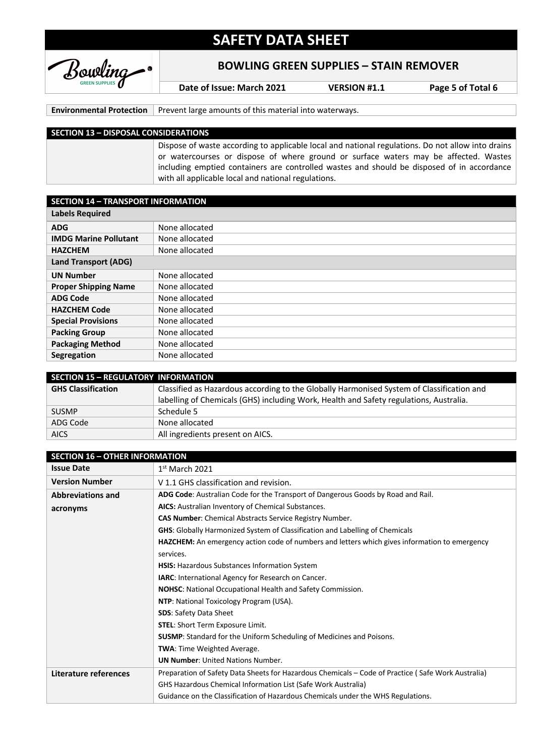| Environmental Protection | Prevent large amounts of this material into waterways. |
|---|---|

## SECTION 13 – DISPOSAL CONSIDERATIONS

Dispose of waste according to applicable local and national regulations. Do not allow into drains or watercourses or dispose of where ground or surface waters may be affected. Wastes including emptied containers are controlled wastes and should be disposed of in accordance with all applicable local and national regulations.

## SECTION 14 – TRANSPORT INFORMATION

| Labels Required | |
|---|---|
| **ADG** | None allocated |
| **IMDG Marine Pollutant** | None allocated |
| **HAZCHEM** | None allocated |
| **Land Transport (ADG)** | |
| **UN Number** | None allocated |
| **Proper Shipping Name** | None allocated |
| **ADG Code** | None allocated |
| **HAZCHEM Code** | None allocated |
| **Special Provisions** | None allocated |
| **Packing Group** | None allocated |
| **Packaging Method** | None allocated |
| **Segregation** | None allocated |

## SECTION 15 – REGULATORY INFORMATION

| GHS Classification | Classified as Hazardous according to the Globally Harmonised System of Classification and labelling of Chemicals (GHS) including Work, Health and Safety regulations, Australia. |
|---|---|
| SUSMP | Schedule 5 |
| ADG Code | None allocated |
| AICS | All ingredients present on AICS. |

## SECTION 16 – OTHER INFORMATION

| Issue Date | 1st March 2021 |
|---|---|
| **Version Number** | V 1.1 GHS classification and revision. |
| **Abbreviations and acronyms** | **ADG Code**: Australian Code for the Transport of Dangerous Goods by Road and Rail.<br>**AICS:** Australian Inventory of Chemical Substances.<br>**CAS Number**: Chemical Abstracts Service Registry Number.<br>**GHS**: Globally Harmonized System of Classification and Labelling of Chemicals<br>**HAZCHEM:** An emergency action code of numbers and letters which gives information to emergency services.<br>**HSIS:** Hazardous Substances Information System<br>**IARC**: International Agency for Research on Cancer.<br>**NOHSC**: National Occupational Health and Safety Commission.<br>**NTP**: National Toxicology Program (USA).<br>**SDS**: Safety Data Sheet<br>**STEL**: Short Term Exposure Limit.<br>**SUSMP**: Standard for the Uniform Scheduling of Medicines and Poisons.<br>**TWA**: Time Weighted Average.<br>**UN Number**: United Nations Number. |
| **Literature references** | Preparation of Safety Data Sheets for Hazardous Chemicals – Code of Practice ( Safe Work Australia)<br>GHS Hazardous Chemical Information List (Safe Work Australia)<br>Guidance on the Classification of Hazardous Chemicals under the WHS Regulations. |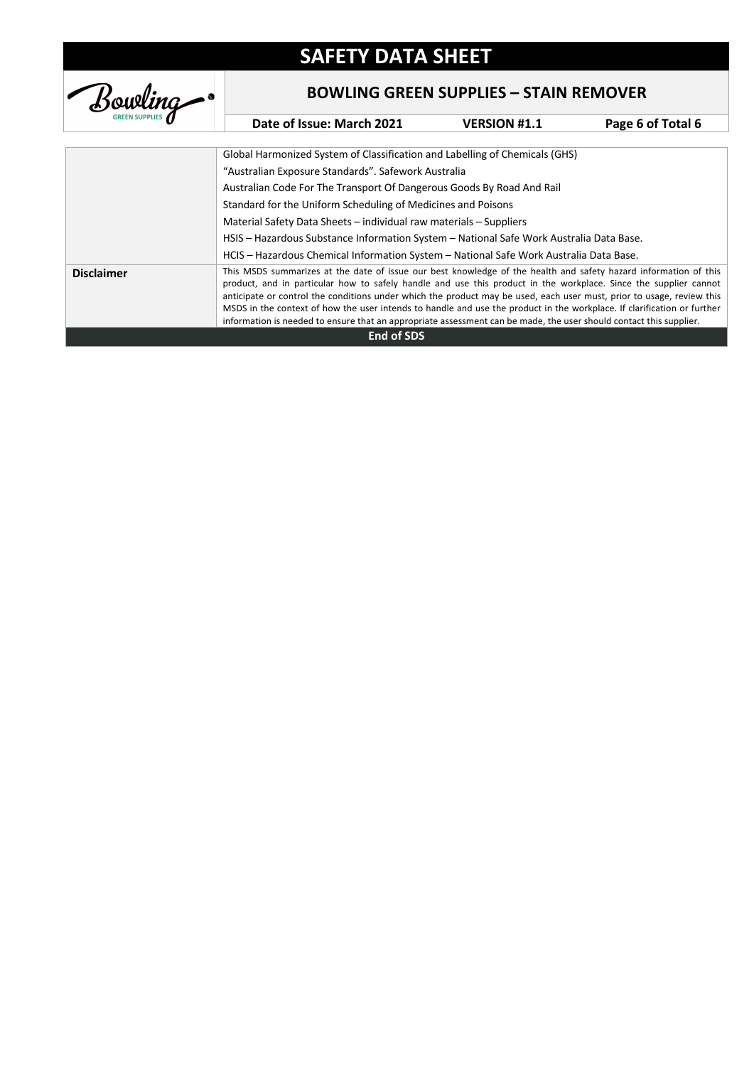| | |
|---|---|
| | Global Harmonized System of Classification and Labelling of Chemicals (GHS) |
| | "Australian Exposure Standards". Safework Australia |
| | Australian Code For The Transport Of Dangerous Goods By Road And Rail |
| | Standard for the Uniform Scheduling of Medicines and Poisons |
| | Material Safety Data Sheets – individual raw materials – Suppliers |
| | HSIS – Hazardous Substance Information System – National Safe Work Australia Data Base. |
| | HCIS – Hazardous Chemical Information System – National Safe Work Australia Data Base. |
| **Disclaimer** | This MSDS summarizes at the date of issue our best knowledge of the health and safety hazard information of this product, and in particular how to safely handle and use this product in the workplace. Since the supplier cannot anticipate or control the conditions under which the product may be used, each user must, prior to usage, review this MSDS in the context of how the user intends to handle and use the product in the workplace. If clarification or further information is needed to ensure that an appropriate assessment can be made, the user should contact this supplier. |

**End of SDS**